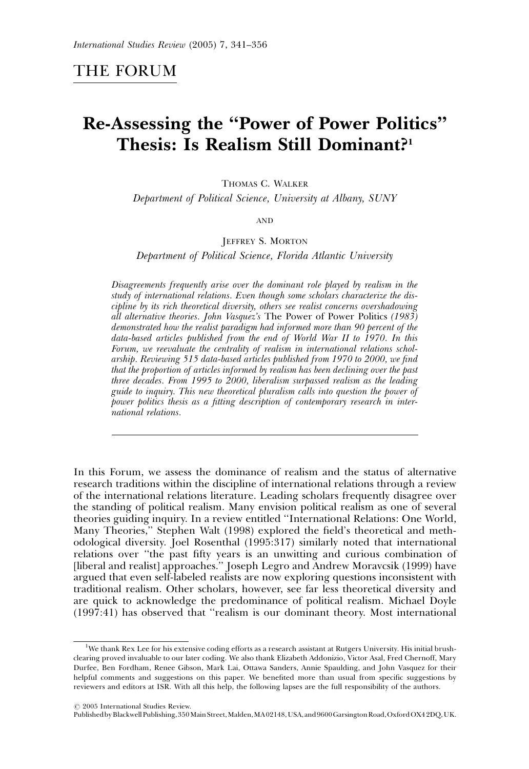# THE FORUM

## Re-Assessing the "Power of Power Politics" Thesis: Is Realism Still Dominant?[1]

Thomas C. Walker
*Department of Political Science, University at Albany, SUNY*

and

Jeffrey S. Morton
*Department of Political Science, Florida Atlantic University*

*Disagreements frequently arise over the dominant role played by realism in the study of international relations. Even though some scholars characterize the discipline by its rich theoretical diversity, others see realist concerns overshadowing all alternative theories. John Vasquez's* The Power of Power Politics *(1983) demonstrated how the realist paradigm had informed more than 90 percent of the data-based articles published from the end of World War II to 1970. In this Forum, we reevaluate the centrality of realism in international relations scholarship. Reviewing 515 data-based articles published from 1970 to 2000, we find that the proportion of articles informed by realism has been declining over the past three decades. From 1995 to 2000, liberalism surpassed realism as the leading guide to inquiry. This new theoretical pluralism calls into question the power of power politics thesis as a fitting description of contemporary research in international relations.*

---

In this Forum, we assess the dominance of realism and the status of alternative research traditions within the discipline of international relations through a review of the international relations literature. Leading scholars frequently disagree over the standing of political realism. Many envision political realism as one of several theories guiding inquiry. In a review entitled "International Relations: One World, Many Theories," Stephen Walt (1998) explored the field's theoretical and methodological diversity. Joel Rosenthal (1995:317) similarly noted that international relations over "the past fifty years is an unwitting and curious combination of [liberal and realist] approaches." Joseph Legro and Andrew Moravcsik (1999) have argued that even self-labeled realists are now exploring questions inconsistent with traditional realism. Other scholars, however, see far less theoretical diversity and are quick to acknowledge the predominance of political realism. Michael Doyle (1997:41) has observed that "realism is our dominant theory. Most international

---

[1] We thank Rex Lee for his extensive coding efforts as a research assistant at Rutgers University. His initial brush-clearing proved invaluable to our later coding. We also thank Elizabeth Addonizio, Victor Asal, Fred Chernoff, Mary Durfee, Ben Fordham, Renee Gibson, Mark Lai, Ottawa Sanders, Annie Spaulding, and John Vasquez for their helpful comments and suggestions on this paper. We benefited more than usual from specific suggestions by reviewers and editors at ISR. With all this help, the following lapses are the full responsibility of the authors.

© 2005 International Studies Review.
Published by Blackwell Publishing, 350 Main Street, Malden, MA 02148, USA, and 9600 Garsington Road, Oxford OX4 2DQ, UK.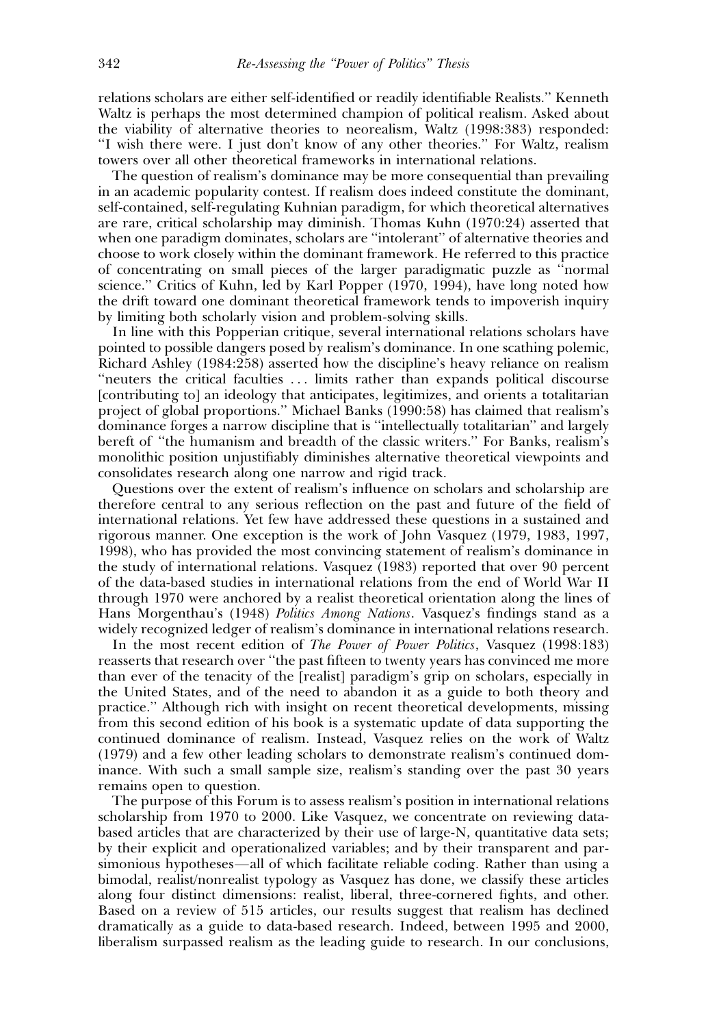relations scholars are either self-identified or readily identifiable Realists." Kenneth Waltz is perhaps the most determined champion of political realism. Asked about the viability of alternative theories to neorealism, Waltz (1998:383) responded: "I wish there were. I just don't know of any other theories." For Waltz, realism towers over all other theoretical frameworks in international relations.

The question of realism's dominance may be more consequential than prevailing in an academic popularity contest. If realism does indeed constitute the dominant, self-contained, self-regulating Kuhnian paradigm, for which theoretical alternatives are rare, critical scholarship may diminish. Thomas Kuhn (1970:24) asserted that when one paradigm dominates, scholars are "intolerant" of alternative theories and choose to work closely within the dominant framework. He referred to this practice of concentrating on small pieces of the larger paradigmatic puzzle as "normal science." Critics of Kuhn, led by Karl Popper (1970, 1994), have long noted how the drift toward one dominant theoretical framework tends to impoverish inquiry by limiting both scholarly vision and problem-solving skills.

In line with this Popperian critique, several international relations scholars have pointed to possible dangers posed by realism's dominance. In one scathing polemic, Richard Ashley (1984:258) asserted how the discipline's heavy reliance on realism "neuters the critical faculties ... limits rather than expands political discourse [contributing to] an ideology that anticipates, legitimizes, and orients a totalitarian project of global proportions." Michael Banks (1990:58) has claimed that realism's dominance forges a narrow discipline that is "intellectually totalitarian" and largely bereft of "the humanism and breadth of the classic writers." For Banks, realism's monolithic position unjustifiably diminishes alternative theoretical viewpoints and consolidates research along one narrow and rigid track.

Questions over the extent of realism's influence on scholars and scholarship are therefore central to any serious reflection on the past and future of the field of international relations. Yet few have addressed these questions in a sustained and rigorous manner. One exception is the work of John Vasquez (1979, 1983, 1997, 1998), who has provided the most convincing statement of realism's dominance in the study of international relations. Vasquez (1983) reported that over 90 percent of the data-based studies in international relations from the end of World War II through 1970 were anchored by a realist theoretical orientation along the lines of Hans Morgenthau's (1948) *Politics Among Nations*. Vasquez's findings stand as a widely recognized ledger of realism's dominance in international relations research.

In the most recent edition of *The Power of Power Politics*, Vasquez (1998:183) reasserts that research over "the past fifteen to twenty years has convinced me more than ever of the tenacity of the [realist] paradigm's grip on scholars, especially in the United States, and of the need to abandon it as a guide to both theory and practice." Although rich with insight on recent theoretical developments, missing from this second edition of his book is a systematic update of data supporting the continued dominance of realism. Instead, Vasquez relies on the work of Waltz (1979) and a few other leading scholars to demonstrate realism's continued dominance. With such a small sample size, realism's standing over the past 30 years remains open to question.

The purpose of this Forum is to assess realism's position in international relations scholarship from 1970 to 2000. Like Vasquez, we concentrate on reviewing data-based articles that are characterized by their use of large-N, quantitative data sets; by their explicit and operationalized variables; and by their transparent and parsimonious hypotheses—all of which facilitate reliable coding. Rather than using a bimodal, realist/nonrealist typology as Vasquez has done, we classify these articles along four distinct dimensions: realist, liberal, three-cornered fights, and other. Based on a review of 515 articles, our results suggest that realism has declined dramatically as a guide to data-based research. Indeed, between 1995 and 2000, liberalism surpassed realism as the leading guide to research. In our conclusions,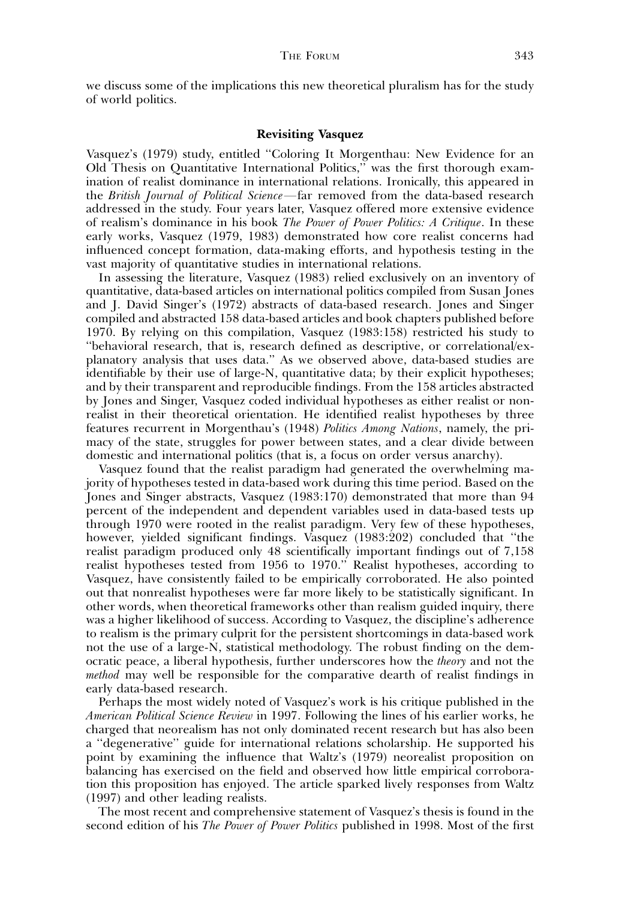we discuss some of the implications this new theoretical pluralism has for the study of world politics.

### Revisiting Vasquez

Vasquez's (1979) study, entitled "Coloring It Morgenthau: New Evidence for an Old Thesis on Quantitative International Politics," was the first thorough examination of realist dominance in international relations. Ironically, this appeared in the *British Journal of Political Science*—far removed from the data-based research addressed in the study. Four years later, Vasquez offered more extensive evidence of realism's dominance in his book *The Power of Power Politics: A Critique*. In these early works, Vasquez (1979, 1983) demonstrated how core realist concerns had influenced concept formation, data-making efforts, and hypothesis testing in the vast majority of quantitative studies in international relations.

In assessing the literature, Vasquez (1983) relied exclusively on an inventory of quantitative, data-based articles on international politics compiled from Susan Jones and J. David Singer's (1972) abstracts of data-based research. Jones and Singer compiled and abstracted 158 data-based articles and book chapters published before 1970. By relying on this compilation, Vasquez (1983:158) restricted his study to "behavioral research, that is, research defined as descriptive, or correlational/explanatory analysis that uses data." As we observed above, data-based studies are identifiable by their use of large-N, quantitative data; by their explicit hypotheses; and by their transparent and reproducible findings. From the 158 articles abstracted by Jones and Singer, Vasquez coded individual hypotheses as either realist or nonrealist in their theoretical orientation. He identified realist hypotheses by three features recurrent in Morgenthau's (1948) *Politics Among Nations*, namely, the primacy of the state, struggles for power between states, and a clear divide between domestic and international politics (that is, a focus on order versus anarchy).

Vasquez found that the realist paradigm had generated the overwhelming majority of hypotheses tested in data-based work during this time period. Based on the Jones and Singer abstracts, Vasquez (1983:170) demonstrated that more than 94 percent of the independent and dependent variables used in data-based tests up through 1970 were rooted in the realist paradigm. Very few of these hypotheses, however, yielded significant findings. Vasquez (1983:202) concluded that "the realist paradigm produced only 48 scientifically important findings out of 7,158 realist hypotheses tested from 1956 to 1970." Realist hypotheses, according to Vasquez, have consistently failed to be empirically corroborated. He also pointed out that nonrealist hypotheses were far more likely to be statistically significant. In other words, when theoretical frameworks other than realism guided inquiry, there was a higher likelihood of success. According to Vasquez, the discipline's adherence to realism is the primary culprit for the persistent shortcomings in data-based work not the use of a large-N, statistical methodology. The robust finding on the democratic peace, a liberal hypothesis, further underscores how the *theory* and not the *method* may well be responsible for the comparative dearth of realist findings in early data-based research.

Perhaps the most widely noted of Vasquez's work is his critique published in the *American Political Science Review* in 1997. Following the lines of his earlier works, he charged that neorealism has not only dominated recent research but has also been a "degenerative" guide for international relations scholarship. He supported his point by examining the influence that Waltz's (1979) neorealist proposition on balancing has exercised on the field and observed how little empirical corroboration this proposition has enjoyed. The article sparked lively responses from Waltz (1997) and other leading realists.

The most recent and comprehensive statement of Vasquez's thesis is found in the second edition of his *The Power of Power Politics* published in 1998. Most of the first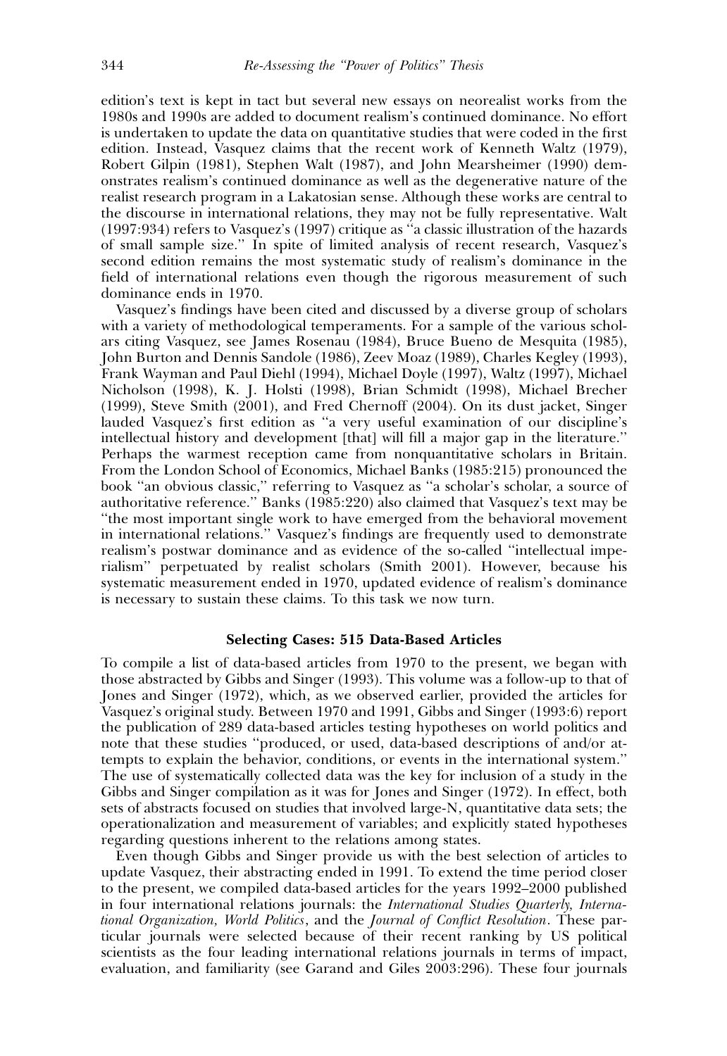edition's text is kept in tact but several new essays on neorealist works from the 1980s and 1990s are added to document realism's continued dominance. No effort is undertaken to update the data on quantitative studies that were coded in the first edition. Instead, Vasquez claims that the recent work of Kenneth Waltz (1979), Robert Gilpin (1981), Stephen Walt (1987), and John Mearsheimer (1990) demonstrates realism's continued dominance as well as the degenerative nature of the realist research program in a Lakatosian sense. Although these works are central to the discourse in international relations, they may not be fully representative. Walt (1997:934) refers to Vasquez's (1997) critique as "a classic illustration of the hazards of small sample size." In spite of limited analysis of recent research, Vasquez's second edition remains the most systematic study of realism's dominance in the field of international relations even though the rigorous measurement of such dominance ends in 1970.

Vasquez's findings have been cited and discussed by a diverse group of scholars with a variety of methodological temperaments. For a sample of the various scholars citing Vasquez, see James Rosenau (1984), Bruce Bueno de Mesquita (1985), John Burton and Dennis Sandole (1986), Zeev Moaz (1989), Charles Kegley (1993), Frank Wayman and Paul Diehl (1994), Michael Doyle (1997), Waltz (1997), Michael Nicholson (1998), K. J. Holsti (1998), Brian Schmidt (1998), Michael Brecher (1999), Steve Smith (2001), and Fred Chernoff (2004). On its dust jacket, Singer lauded Vasquez's first edition as "a very useful examination of our discipline's intellectual history and development [that] will fill a major gap in the literature." Perhaps the warmest reception came from nonquantitative scholars in Britain. From the London School of Economics, Michael Banks (1985:215) pronounced the book "an obvious classic," referring to Vasquez as "a scholar's scholar, a source of authoritative reference." Banks (1985:220) also claimed that Vasquez's text may be "the most important single work to have emerged from the behavioral movement in international relations." Vasquez's findings are frequently used to demonstrate realism's postwar dominance and as evidence of the so-called "intellectual imperialism" perpetuated by realist scholars (Smith 2001). However, because his systematic measurement ended in 1970, updated evidence of realism's dominance is necessary to sustain these claims. To this task we now turn.

## Selecting Cases: 515 Data-Based Articles

To compile a list of data-based articles from 1970 to the present, we began with those abstracted by Gibbs and Singer (1993). This volume was a follow-up to that of Jones and Singer (1972), which, as we observed earlier, provided the articles for Vasquez's original study. Between 1970 and 1991, Gibbs and Singer (1993:6) report the publication of 289 data-based articles testing hypotheses on world politics and note that these studies "produced, or used, data-based descriptions of and/or attempts to explain the behavior, conditions, or events in the international system." The use of systematically collected data was the key for inclusion of a study in the Gibbs and Singer compilation as it was for Jones and Singer (1972). In effect, both sets of abstracts focused on studies that involved large-N, quantitative data sets; the operationalization and measurement of variables; and explicitly stated hypotheses regarding questions inherent to the relations among states.

Even though Gibbs and Singer provide us with the best selection of articles to update Vasquez, their abstracting ended in 1991. To extend the time period closer to the present, we compiled data-based articles for the years 1992–2000 published in four international relations journals: the *International Studies Quarterly, International Organization, World Politics*, and the *Journal of Conflict Resolution*. These particular journals were selected because of their recent ranking by US political scientists as the four leading international relations journals in terms of impact, evaluation, and familiarity (see Garand and Giles 2003:296). These four journals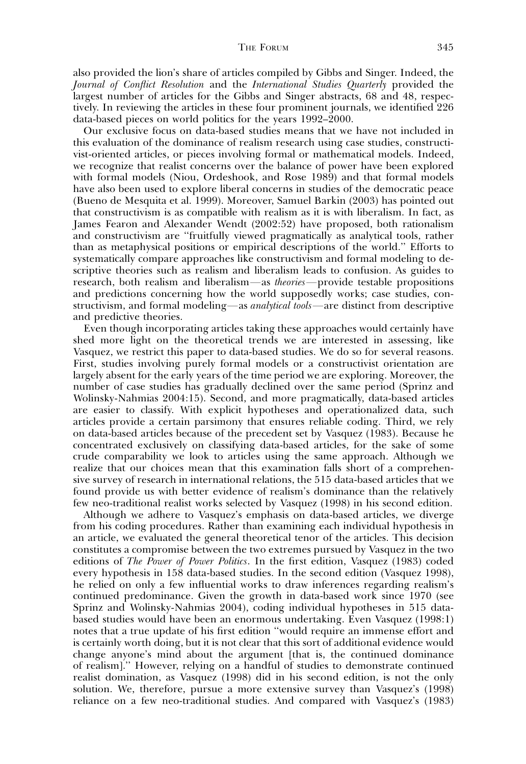also provided the lion's share of articles compiled by Gibbs and Singer. Indeed, the *Journal of Conflict Resolution* and the *International Studies Quarterly* provided the largest number of articles for the Gibbs and Singer abstracts, 68 and 48, respectively. In reviewing the articles in these four prominent journals, we identified 226 data-based pieces on world politics for the years 1992–2000.

Our exclusive focus on data-based studies means that we have not included in this evaluation of the dominance of realism research using case studies, constructivist-oriented articles, or pieces involving formal or mathematical models. Indeed, we recognize that realist concerns over the balance of power have been explored with formal models (Niou, Ordeshook, and Rose 1989) and that formal models have also been used to explore liberal concerns in studies of the democratic peace (Bueno de Mesquita et al. 1999). Moreover, Samuel Barkin (2003) has pointed out that constructivism is as compatible with realism as it is with liberalism. In fact, as James Fearon and Alexander Wendt (2002:52) have proposed, both rationalism and constructivism are ''fruitfully viewed pragmatically as analytical tools, rather than as metaphysical positions or empirical descriptions of the world.'' Efforts to systematically compare approaches like constructivism and formal modeling to descriptive theories such as realism and liberalism leads to confusion. As guides to research, both realism and liberalism—as *theories*—provide testable propositions and predictions concerning how the world supposedly works; case studies, constructivism, and formal modeling—as *analytical tools*—are distinct from descriptive and predictive theories.

Even though incorporating articles taking these approaches would certainly have shed more light on the theoretical trends we are interested in assessing, like Vasquez, we restrict this paper to data-based studies. We do so for several reasons. First, studies involving purely formal models or a constructivist orientation are largely absent for the early years of the time period we are exploring. Moreover, the number of case studies has gradually declined over the same period (Sprinz and Wolinsky-Nahmias 2004:15). Second, and more pragmatically, data-based articles are easier to classify. With explicit hypotheses and operationalized data, such articles provide a certain parsimony that ensures reliable coding. Third, we rely on data-based articles because of the precedent set by Vasquez (1983). Because he concentrated exclusively on classifying data-based articles, for the sake of some crude comparability we look to articles using the same approach. Although we realize that our choices mean that this examination falls short of a comprehensive survey of research in international relations, the 515 data-based articles that we found provide us with better evidence of realism's dominance than the relatively few neo-traditional realist works selected by Vasquez (1998) in his second edition.

Although we adhere to Vasquez's emphasis on data-based articles, we diverge from his coding procedures. Rather than examining each individual hypothesis in an article, we evaluated the general theoretical tenor of the articles. This decision constitutes a compromise between the two extremes pursued by Vasquez in the two editions of *The Power of Power Politics*. In the first edition, Vasquez (1983) coded every hypothesis in 158 data-based studies. In the second edition (Vasquez 1998), he relied on only a few influential works to draw inferences regarding realism's continued predominance. Given the growth in data-based work since 1970 (see Sprinz and Wolinsky-Nahmias 2004), coding individual hypotheses in 515 data-based studies would have been an enormous undertaking. Even Vasquez (1998:1) notes that a true update of his first edition ''would require an immense effort and is certainly worth doing, but it is not clear that this sort of additional evidence would change anyone's mind about the argument [that is, the continued dominance of realism].'' However, relying on a handful of studies to demonstrate continued realist domination, as Vasquez (1998) did in his second edition, is not the only solution. We, therefore, pursue a more extensive survey than Vasquez's (1998) reliance on a few neo-traditional studies. And compared with Vasquez's (1983)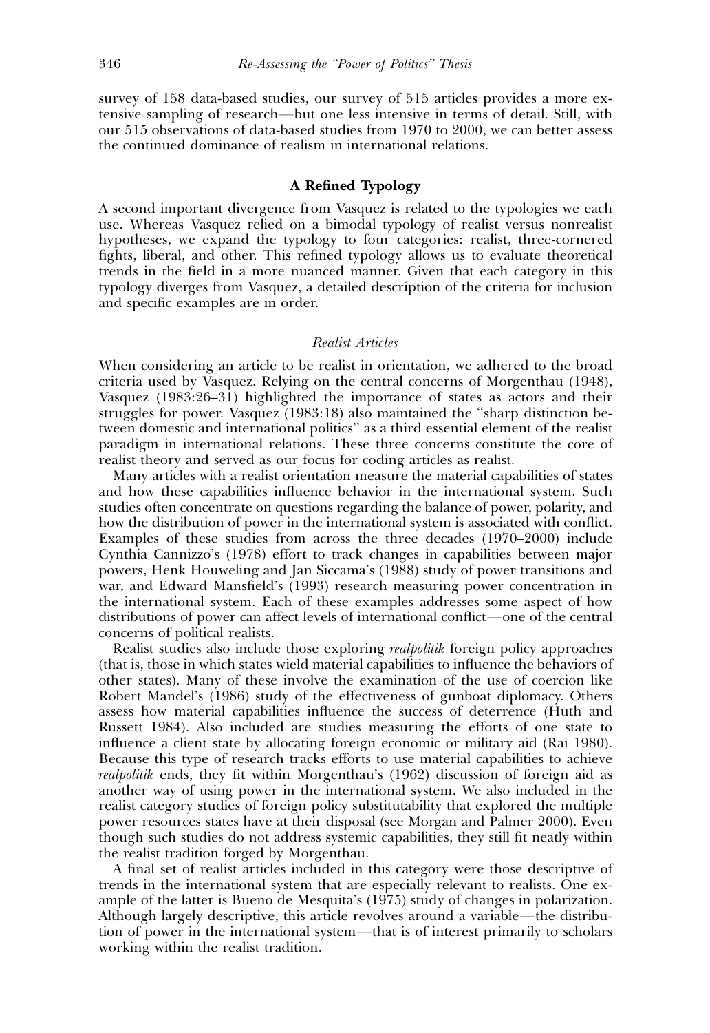survey of 158 data-based studies, our survey of 515 articles provides a more extensive sampling of research—but one less intensive in terms of detail. Still, with our 515 observations of data-based studies from 1970 to 2000, we can better assess the continued dominance of realism in international relations.

## A Refined Typology

A second important divergence from Vasquez is related to the typologies we each use. Whereas Vasquez relied on a bimodal typology of realist versus nonrealist hypotheses, we expand the typology to four categories: realist, three-cornered fights, liberal, and other. This refined typology allows us to evaluate theoretical trends in the field in a more nuanced manner. Given that each category in this typology diverges from Vasquez, a detailed description of the criteria for inclusion and specific examples are in order.

### *Realist Articles*

When considering an article to be realist in orientation, we adhered to the broad criteria used by Vasquez. Relying on the central concerns of Morgenthau (1948), Vasquez (1983:26–31) highlighted the importance of states as actors and their struggles for power. Vasquez (1983:18) also maintained the "sharp distinction between domestic and international politics" as a third essential element of the realist paradigm in international relations. These three concerns constitute the core of realist theory and served as our focus for coding articles as realist.

Many articles with a realist orientation measure the material capabilities of states and how these capabilities influence behavior in the international system. Such studies often concentrate on questions regarding the balance of power, polarity, and how the distribution of power in the international system is associated with conflict. Examples of these studies from across the three decades (1970–2000) include Cynthia Cannizzo's (1978) effort to track changes in capabilities between major powers, Henk Houweling and Jan Siccama's (1988) study of power transitions and war, and Edward Mansfield's (1993) research measuring power concentration in the international system. Each of these examples addresses some aspect of how distributions of power can affect levels of international conflict—one of the central concerns of political realists.

Realist studies also include those exploring *realpolitik* foreign policy approaches (that is, those in which states wield material capabilities to influence the behaviors of other states). Many of these involve the examination of the use of coercion like Robert Mandel's (1986) study of the effectiveness of gunboat diplomacy. Others assess how material capabilities influence the success of deterrence (Huth and Russett 1984). Also included are studies measuring the efforts of one state to influence a client state by allocating foreign economic or military aid (Rai 1980). Because this type of research tracks efforts to use material capabilities to achieve *realpolitik* ends, they fit within Morgenthau's (1962) discussion of foreign aid as another way of using power in the international system. We also included in the realist category studies of foreign policy substitutability that explored the multiple power resources states have at their disposal (see Morgan and Palmer 2000). Even though such studies do not address systemic capabilities, they still fit neatly within the realist tradition forged by Morgenthau.

A final set of realist articles included in this category were those descriptive of trends in the international system that are especially relevant to realists. One example of the latter is Bueno de Mesquita's (1975) study of changes in polarization. Although largely descriptive, this article revolves around a variable—the distribution of power in the international system—that is of interest primarily to scholars working within the realist tradition.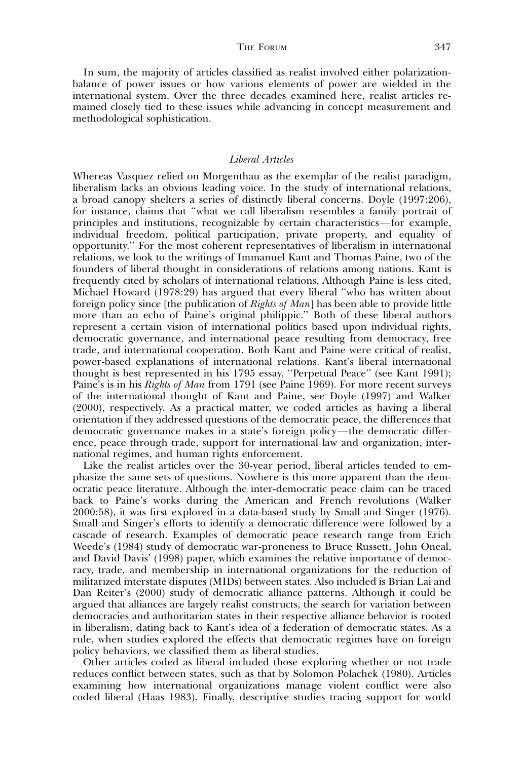In sum, the majority of articles classified as realist involved either polarization-balance of power issues or how various elements of power are wielded in the international system. Over the three decades examined here, realist articles remained closely tied to these issues while advancing in concept measurement and methodological sophistication.

### *Liberal Articles*

Whereas Vasquez relied on Morgenthau as the exemplar of the realist paradigm, liberalism lacks an obvious leading voice. In the study of international relations, a broad canopy shelters a series of distinctly liberal concerns. Doyle (1997:206), for instance, claims that "what we call liberalism resembles a family portrait of principles and institutions, recognizable by certain characteristics—for example, individual freedom, political participation, private property, and equality of opportunity." For the most coherent representatives of liberalism in international relations, we look to the writings of Immanuel Kant and Thomas Paine, two of the founders of liberal thought in considerations of relations among nations. Kant is frequently cited by scholars of international relations. Although Paine is less cited, Michael Howard (1978:29) has argued that every liberal "who has written about foreign policy since [the publication of *Rights of Man*] has been able to provide little more than an echo of Paine's original philippic." Both of these liberal authors represent a certain vision of international politics based upon individual rights, democratic governance, and international peace resulting from democracy, free trade, and international cooperation. Both Kant and Paine were critical of realist, power-based explanations of international relations. Kant's liberal international thought is best represented in his 1795 essay, "Perpetual Peace" (see Kant 1991); Paine's is in his *Rights of Man* from 1791 (see Paine 1969). For more recent surveys of the international thought of Kant and Paine, see Doyle (1997) and Walker (2000), respectively. As a practical matter, we coded articles as having a liberal orientation if they addressed questions of the democratic peace, the differences that democratic governance makes in a state's foreign policy—the democratic difference, peace through trade, support for international law and organization, international regimes, and human rights enforcement.

Like the realist articles over the 30-year period, liberal articles tended to emphasize the same sets of questions. Nowhere is this more apparent than the democratic peace literature. Although the inter-democratic peace claim can be traced back to Paine's works during the American and French revolutions (Walker 2000:58), it was first explored in a data-based study by Small and Singer (1976). Small and Singer's efforts to identify a democratic difference were followed by a cascade of research. Examples of democratic peace research range from Erich Weede's (1984) study of democratic war-proneness to Bruce Russett, John Oneal, and David Davis' (1998) paper, which examines the relative importance of democracy, trade, and membership in international organizations for the reduction of militarized interstate disputes (MIDs) between states. Also included is Brian Lai and Dan Reiter's (2000) study of democratic alliance patterns. Although it could be argued that alliances are largely realist constructs, the search for variation between democracies and authoritarian states in their respective alliance behavior is rooted in liberalism, dating back to Kant's idea of a federation of democratic states. As a rule, when studies explored the effects that democratic regimes have on foreign policy behaviors, we classified them as liberal studies.

Other articles coded as liberal included those exploring whether or not trade reduces conflict between states, such as that by Solomon Polachek (1980). Articles examining how international organizations manage violent conflict were also coded liberal (Haas 1983). Finally, descriptive studies tracing support for world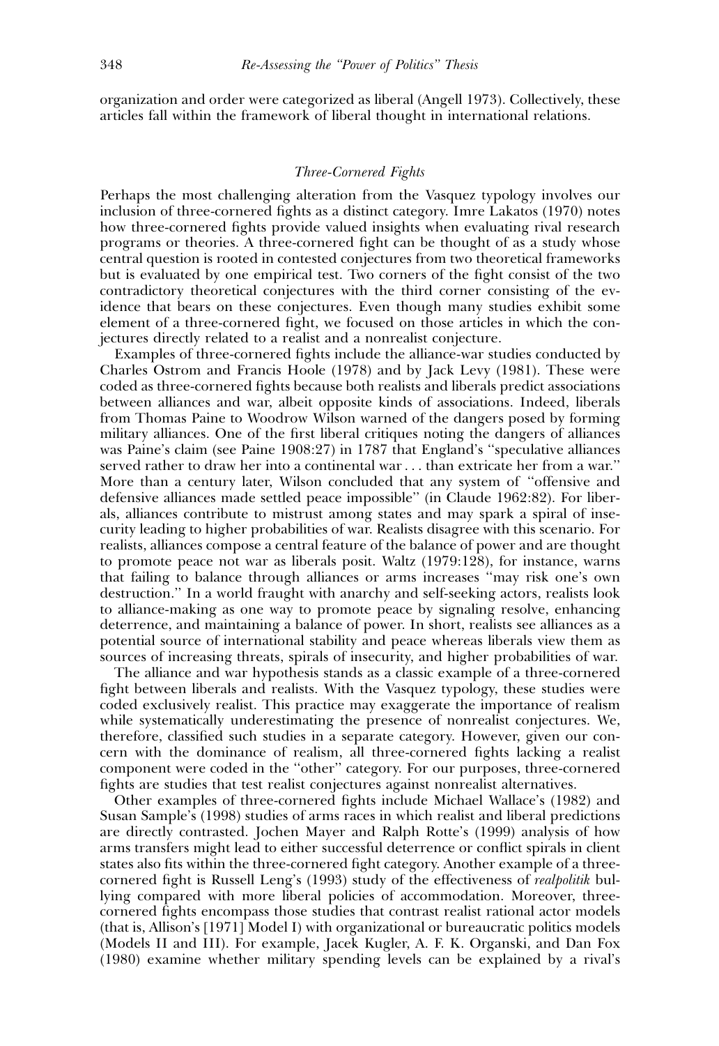organization and order were categorized as liberal (Angell 1973). Collectively, these articles fall within the framework of liberal thought in international relations.

### *Three-Cornered Fights*

Perhaps the most challenging alteration from the Vasquez typology involves our inclusion of three-cornered fights as a distinct category. Imre Lakatos (1970) notes how three-cornered fights provide valued insights when evaluating rival research programs or theories. A three-cornered fight can be thought of as a study whose central question is rooted in contested conjectures from two theoretical frameworks but is evaluated by one empirical test. Two corners of the fight consist of the two contradictory theoretical conjectures with the third corner consisting of the evidence that bears on these conjectures. Even though many studies exhibit some element of a three-cornered fight, we focused on those articles in which the conjectures directly related to a realist and a nonrealist conjecture.

Examples of three-cornered fights include the alliance-war studies conducted by Charles Ostrom and Francis Hoole (1978) and by Jack Levy (1981). These were coded as three-cornered fights because both realists and liberals predict associations between alliances and war, albeit opposite kinds of associations. Indeed, liberals from Thomas Paine to Woodrow Wilson warned of the dangers posed by forming military alliances. One of the first liberal critiques noting the dangers of alliances was Paine's claim (see Paine 1908:27) in 1787 that England's "speculative alliances served rather to draw her into a continental war . . . than extricate her from a war." More than a century later, Wilson concluded that any system of "offensive and defensive alliances made settled peace impossible" (in Claude 1962:82). For liberals, alliances contribute to mistrust among states and may spark a spiral of insecurity leading to higher probabilities of war. Realists disagree with this scenario. For realists, alliances compose a central feature of the balance of power and are thought to promote peace not war as liberals posit. Waltz (1979:128), for instance, warns that failing to balance through alliances or arms increases "may risk one's own destruction." In a world fraught with anarchy and self-seeking actors, realists look to alliance-making as one way to promote peace by signaling resolve, enhancing deterrence, and maintaining a balance of power. In short, realists see alliances as a potential source of international stability and peace whereas liberals view them as sources of increasing threats, spirals of insecurity, and higher probabilities of war.

The alliance and war hypothesis stands as a classic example of a three-cornered fight between liberals and realists. With the Vasquez typology, these studies were coded exclusively realist. This practice may exaggerate the importance of realism while systematically underestimating the presence of nonrealist conjectures. We, therefore, classified such studies in a separate category. However, given our concern with the dominance of realism, all three-cornered fights lacking a realist component were coded in the "other" category. For our purposes, three-cornered fights are studies that test realist conjectures against nonrealist alternatives.

Other examples of three-cornered fights include Michael Wallace's (1982) and Susan Sample's (1998) studies of arms races in which realist and liberal predictions are directly contrasted. Jochen Mayer and Ralph Rotte's (1999) analysis of how arms transfers might lead to either successful deterrence or conflict spirals in client states also fits within the three-cornered fight category. Another example of a three-cornered fight is Russell Leng's (1993) study of the effectiveness of *realpolitik* bullying compared with more liberal policies of accommodation. Moreover, three-cornered fights encompass those studies that contrast realist rational actor models (that is, Allison's [1971] Model I) with organizational or bureaucratic politics models (Models II and III). For example, Jacek Kugler, A. F. K. Organski, and Dan Fox (1980) examine whether military spending levels can be explained by a rival's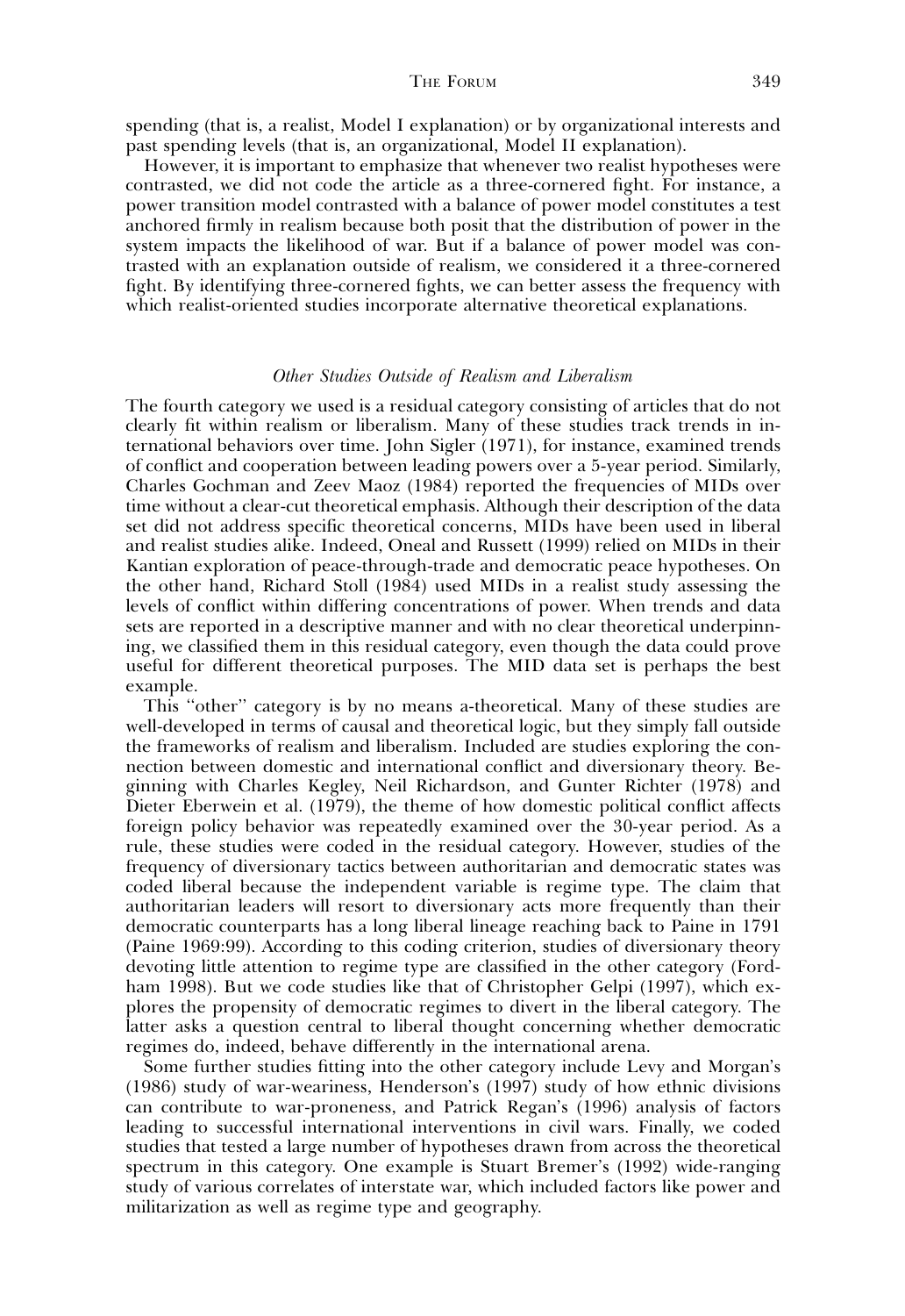spending (that is, a realist, Model I explanation) or by organizational interests and past spending levels (that is, an organizational, Model II explanation).

However, it is important to emphasize that whenever two realist hypotheses were contrasted, we did not code the article as a three-cornered fight. For instance, a power transition model contrasted with a balance of power model constitutes a test anchored firmly in realism because both posit that the distribution of power in the system impacts the likelihood of war. But if a balance of power model was contrasted with an explanation outside of realism, we considered it a three-cornered fight. By identifying three-cornered fights, we can better assess the frequency with which realist-oriented studies incorporate alternative theoretical explanations.

### *Other Studies Outside of Realism and Liberalism*

The fourth category we used is a residual category consisting of articles that do not clearly fit within realism or liberalism. Many of these studies track trends in international behaviors over time. John Sigler (1971), for instance, examined trends of conflict and cooperation between leading powers over a 5-year period. Similarly, Charles Gochman and Zeev Maoz (1984) reported the frequencies of MIDs over time without a clear-cut theoretical emphasis. Although their description of the data set did not address specific theoretical concerns, MIDs have been used in liberal and realist studies alike. Indeed, Oneal and Russett (1999) relied on MIDs in their Kantian exploration of peace-through-trade and democratic peace hypotheses. On the other hand, Richard Stoll (1984) used MIDs in a realist study assessing the levels of conflict within differing concentrations of power. When trends and data sets are reported in a descriptive manner and with no clear theoretical underpinning, we classified them in this residual category, even though the data could prove useful for different theoretical purposes. The MID data set is perhaps the best example.

This "other" category is by no means a-theoretical. Many of these studies are well-developed in terms of causal and theoretical logic, but they simply fall outside the frameworks of realism and liberalism. Included are studies exploring the connection between domestic and international conflict and diversionary theory. Beginning with Charles Kegley, Neil Richardson, and Gunter Richter (1978) and Dieter Eberwein et al. (1979), the theme of how domestic political conflict affects foreign policy behavior was repeatedly examined over the 30-year period. As a rule, these studies were coded in the residual category. However, studies of the frequency of diversionary tactics between authoritarian and democratic states was coded liberal because the independent variable is regime type. The claim that authoritarian leaders will resort to diversionary acts more frequently than their democratic counterparts has a long liberal lineage reaching back to Paine in 1791 (Paine 1969:99). According to this coding criterion, studies of diversionary theory devoting little attention to regime type are classified in the other category (Fordham 1998). But we code studies like that of Christopher Gelpi (1997), which explores the propensity of democratic regimes to divert in the liberal category. The latter asks a question central to liberal thought concerning whether democratic regimes do, indeed, behave differently in the international arena.

Some further studies fitting into the other category include Levy and Morgan's (1986) study of war-weariness, Henderson's (1997) study of how ethnic divisions can contribute to war-proneness, and Patrick Regan's (1996) analysis of factors leading to successful international interventions in civil wars. Finally, we coded studies that tested a large number of hypotheses drawn from across the theoretical spectrum in this category. One example is Stuart Bremer's (1992) wide-ranging study of various correlates of interstate war, which included factors like power and militarization as well as regime type and geography.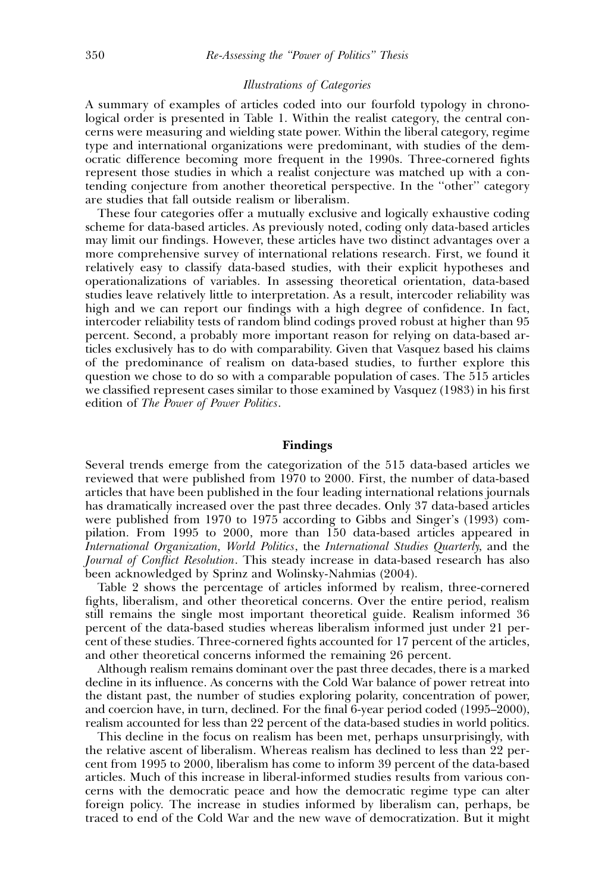### *Illustrations of Categories*

A summary of examples of articles coded into our fourfold typology in chronological order is presented in Table 1. Within the realist category, the central concerns were measuring and wielding state power. Within the liberal category, regime type and international organizations were predominant, with studies of the democratic difference becoming more frequent in the 1990s. Three-cornered fights represent those studies in which a realist conjecture was matched up with a contending conjecture from another theoretical perspective. In the ''other'' category are studies that fall outside realism or liberalism.

These four categories offer a mutually exclusive and logically exhaustive coding scheme for data-based articles. As previously noted, coding only data-based articles may limit our findings. However, these articles have two distinct advantages over a more comprehensive survey of international relations research. First, we found it relatively easy to classify data-based studies, with their explicit hypotheses and operationalizations of variables. In assessing theoretical orientation, data-based studies leave relatively little to interpretation. As a result, intercoder reliability was high and we can report our findings with a high degree of confidence. In fact, intercoder reliability tests of random blind codings proved robust at higher than 95 percent. Second, a probably more important reason for relying on data-based articles exclusively has to do with comparability. Given that Vasquez based his claims of the predominance of realism on data-based studies, to further explore this question we chose to do so with a comparable population of cases. The 515 articles we classified represent cases similar to those examined by Vasquez (1983) in his first edition of *The Power of Power Politics*.

## Findings

Several trends emerge from the categorization of the 515 data-based articles we reviewed that were published from 1970 to 2000. First, the number of data-based articles that have been published in the four leading international relations journals has dramatically increased over the past three decades. Only 37 data-based articles were published from 1970 to 1975 according to Gibbs and Singer's (1993) compilation. From 1995 to 2000, more than 150 data-based articles appeared in *International Organization, World Politics*, the *International Studies Quarterly*, and the *Journal of Conflict Resolution*. This steady increase in data-based research has also been acknowledged by Sprinz and Wolinsky-Nahmias (2004).

Table 2 shows the percentage of articles informed by realism, three-cornered fights, liberalism, and other theoretical concerns. Over the entire period, realism still remains the single most important theoretical guide. Realism informed 36 percent of the data-based studies whereas liberalism informed just under 21 percent of these studies. Three-cornered fights accounted for 17 percent of the articles, and other theoretical concerns informed the remaining 26 percent.

Although realism remains dominant over the past three decades, there is a marked decline in its influence. As concerns with the Cold War balance of power retreat into the distant past, the number of studies exploring polarity, concentration of power, and coercion have, in turn, declined. For the final 6-year period coded (1995–2000), realism accounted for less than 22 percent of the data-based studies in world politics.

This decline in the focus on realism has been met, perhaps unsurprisingly, with the relative ascent of liberalism. Whereas realism has declined to less than 22 percent from 1995 to 2000, liberalism has come to inform 39 percent of the data-based articles. Much of this increase in liberal-informed studies results from various concerns with the democratic peace and how the democratic regime type can alter foreign policy. The increase in studies informed by liberalism can, perhaps, be traced to end of the Cold War and the new wave of democratization. But it might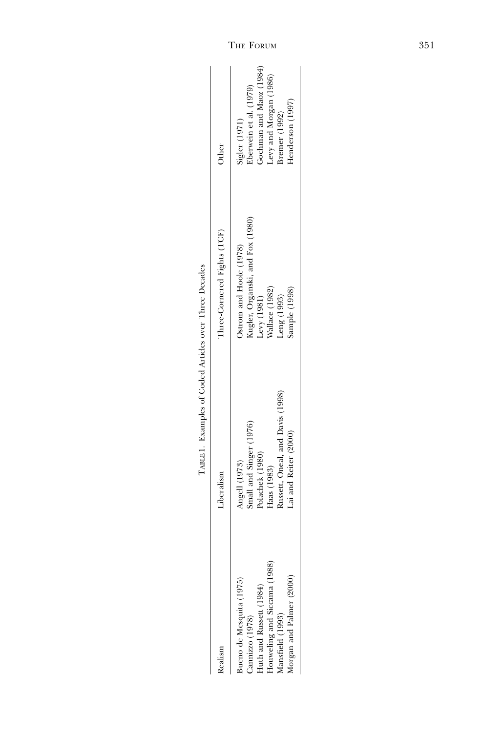Table 1. Examples of Coded Articles over Three Decades

| Realism | Liberalism | Three-Cornered Fights (TCF) | Other |
|---|---|---|---|
| Bueno de Mesquita (1975) | Angell (1973) | Ostrom and Hoole (1978) | Sigler (1971) |
| Cannizzo (1978) | Small and Singer (1976) | Kugler, Organski, and Fox (1980) | Eberwein et al. (1979) |
| Huth and Russett (1984) | Polachek (1980) | Levy (1981) | Gochman and Maoz (1984) |
| Houweling and Siccama (1988) | Haas (1983) | Wallace (1982) | Levy and Morgan (1986) |
| Mansfield (1993) | Russett, Oneal, and Davis (1998) | Leng (1993) | Bremer (1992) |
| Morgan and Palmer (2000) | Lai and Reiter (2000) | Sample (1998) | Henderson (1997) |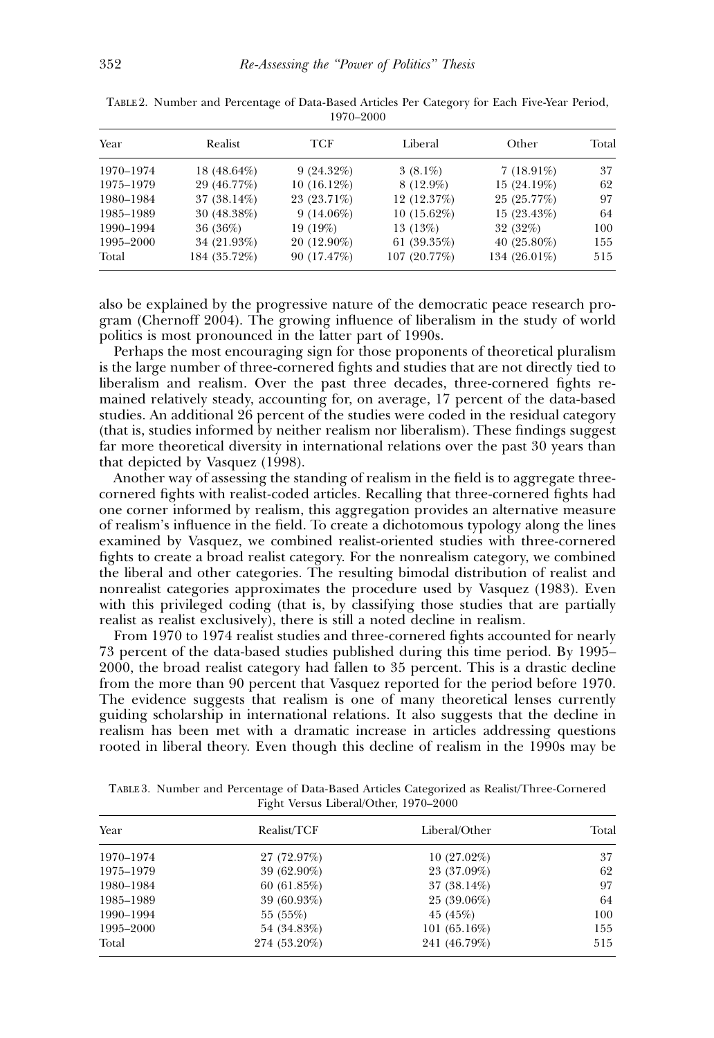TABLE 2. Number and Percentage of Data-Based Articles Per Category for Each Five-Year Period, 1970–2000

| Year | Realist | TCF | Liberal | Other | Total |
|---|---|---|---|---|---|
| 1970–1974 | 18 (48.64%) | 9 (24.32%) | 3 (8.1%) | 7 (18.91%) | 37 |
| 1975–1979 | 29 (46.77%) | 10 (16.12%) | 8 (12.9%) | 15 (24.19%) | 62 |
| 1980–1984 | 37 (38.14%) | 23 (23.71%) | 12 (12.37%) | 25 (25.77%) | 97 |
| 1985–1989 | 30 (48.38%) | 9 (14.06%) | 10 (15.62%) | 15 (23.43%) | 64 |
| 1990–1994 | 36 (36%) | 19 (19%) | 13 (13%) | 32 (32%) | 100 |
| 1995–2000 | 34 (21.93%) | 20 (12.90%) | 61 (39.35%) | 40 (25.80%) | 155 |
| Total | 184 (35.72%) | 90 (17.47%) | 107 (20.77%) | 134 (26.01%) | 515 |

also be explained by the progressive nature of the democratic peace research program (Chernoff 2004). The growing influence of liberalism in the study of world politics is most pronounced in the latter part of 1990s.

Perhaps the most encouraging sign for those proponents of theoretical pluralism is the large number of three-cornered fights and studies that are not directly tied to liberalism and realism. Over the past three decades, three-cornered fights remained relatively steady, accounting for, on average, 17 percent of the data-based studies. An additional 26 percent of the studies were coded in the residual category (that is, studies informed by neither realism nor liberalism). These findings suggest far more theoretical diversity in international relations over the past 30 years than that depicted by Vasquez (1998).

Another way of assessing the standing of realism in the field is to aggregate three-cornered fights with realist-coded articles. Recalling that three-cornered fights had one corner informed by realism, this aggregation provides an alternative measure of realism's influence in the field. To create a dichotomous typology along the lines examined by Vasquez, we combined realist-oriented studies with three-cornered fights to create a broad realist category. For the nonrealism category, we combined the liberal and other categories. The resulting bimodal distribution of realist and nonrealist categories approximates the procedure used by Vasquez (1983). Even with this privileged coding (that is, by classifying those studies that are partially realist as realist exclusively), there is still a noted decline in realism.

From 1970 to 1974 realist studies and three-cornered fights accounted for nearly 73 percent of the data-based studies published during this time period. By 1995–2000, the broad realist category had fallen to 35 percent. This is a drastic decline from the more than 90 percent that Vasquez reported for the period before 1970. The evidence suggests that realism is one of many theoretical lenses currently guiding scholarship in international relations. It also suggests that the decline in realism has been met with a dramatic increase in articles addressing questions rooted in liberal theory. Even though this decline of realism in the 1990s may be

TABLE 3. Number and Percentage of Data-Based Articles Categorized as Realist/Three-Cornered Fight Versus Liberal/Other, 1970–2000

| Year | Realist/TCF | Liberal/Other | Total |
|---|---|---|---|
| 1970–1974 | 27 (72.97%) | 10 (27.02%) | 37 |
| 1975–1979 | 39 (62.90%) | 23 (37.09%) | 62 |
| 1980–1984 | 60 (61.85%) | 37 (38.14%) | 97 |
| 1985–1989 | 39 (60.93%) | 25 (39.06%) | 64 |
| 1990–1994 | 55 (55%) | 45 (45%) | 100 |
| 1995–2000 | 54 (34.83%) | 101 (65.16%) | 155 |
| Total | 274 (53.20%) | 241 (46.79%) | 515 |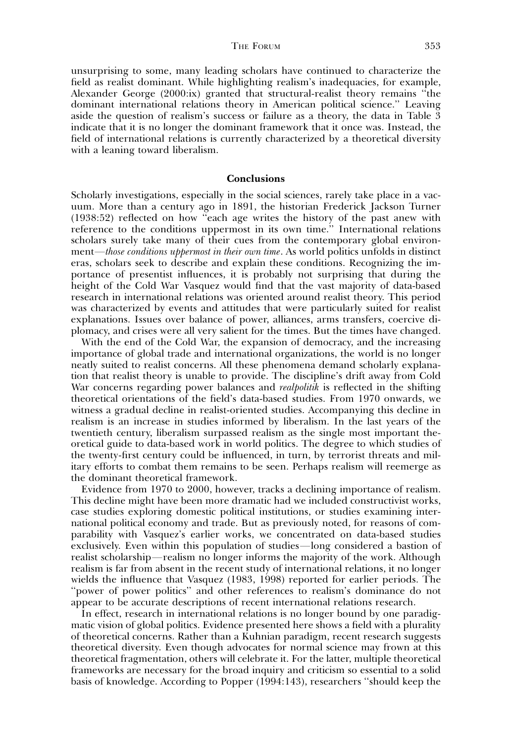unsurprising to some, many leading scholars have continued to characterize the field as realist dominant. While highlighting realism's inadequacies, for example, Alexander George (2000:ix) granted that structural-realist theory remains "the dominant international relations theory in American political science." Leaving aside the question of realism's success or failure as a theory, the data in Table 3 indicate that it is no longer the dominant framework that it once was. Instead, the field of international relations is currently characterized by a theoretical diversity with a leaning toward liberalism.

## Conclusions

Scholarly investigations, especially in the social sciences, rarely take place in a vacuum. More than a century ago in 1891, the historian Frederick Jackson Turner (1938:52) reflected on how "each age writes the history of the past anew with reference to the conditions uppermost in its own time." International relations scholars surely take many of their cues from the contemporary global environment—*those conditions uppermost in their own time*. As world politics unfolds in distinct eras, scholars seek to describe and explain these conditions. Recognizing the importance of presentist influences, it is probably not surprising that during the height of the Cold War Vasquez would find that the vast majority of data-based research in international relations was oriented around realist theory. This period was characterized by events and attitudes that were particularly suited for realist explanations. Issues over balance of power, alliances, arms transfers, coercive diplomacy, and crises were all very salient for the times. But the times have changed.

With the end of the Cold War, the expansion of democracy, and the increasing importance of global trade and international organizations, the world is no longer neatly suited to realist concerns. All these phenomena demand scholarly explanation that realist theory is unable to provide. The discipline's drift away from Cold War concerns regarding power balances and *realpolitik* is reflected in the shifting theoretical orientations of the field's data-based studies. From 1970 onwards, we witness a gradual decline in realist-oriented studies. Accompanying this decline in realism is an increase in studies informed by liberalism. In the last years of the twentieth century, liberalism surpassed realism as the single most important theoretical guide to data-based work in world politics. The degree to which studies of the twenty-first century could be influenced, in turn, by terrorist threats and military efforts to combat them remains to be seen. Perhaps realism will reemerge as the dominant theoretical framework.

Evidence from 1970 to 2000, however, tracks a declining importance of realism. This decline might have been more dramatic had we included constructivist works, case studies exploring domestic political institutions, or studies examining international political economy and trade. But as previously noted, for reasons of comparability with Vasquez's earlier works, we concentrated on data-based studies exclusively. Even within this population of studies—long considered a bastion of realist scholarship—realism no longer informs the majority of the work. Although realism is far from absent in the recent study of international relations, it no longer wields the influence that Vasquez (1983, 1998) reported for earlier periods. The "power of power politics" and other references to realism's dominance do not appear to be accurate descriptions of recent international relations research.

In effect, research in international relations is no longer bound by one paradigmatic vision of global politics. Evidence presented here shows a field with a plurality of theoretical concerns. Rather than a Kuhnian paradigm, recent research suggests theoretical diversity. Even though advocates for normal science may frown at this theoretical fragmentation, others will celebrate it. For the latter, multiple theoretical frameworks are necessary for the broad inquiry and criticism so essential to a solid basis of knowledge. According to Popper (1994:143), researchers "should keep the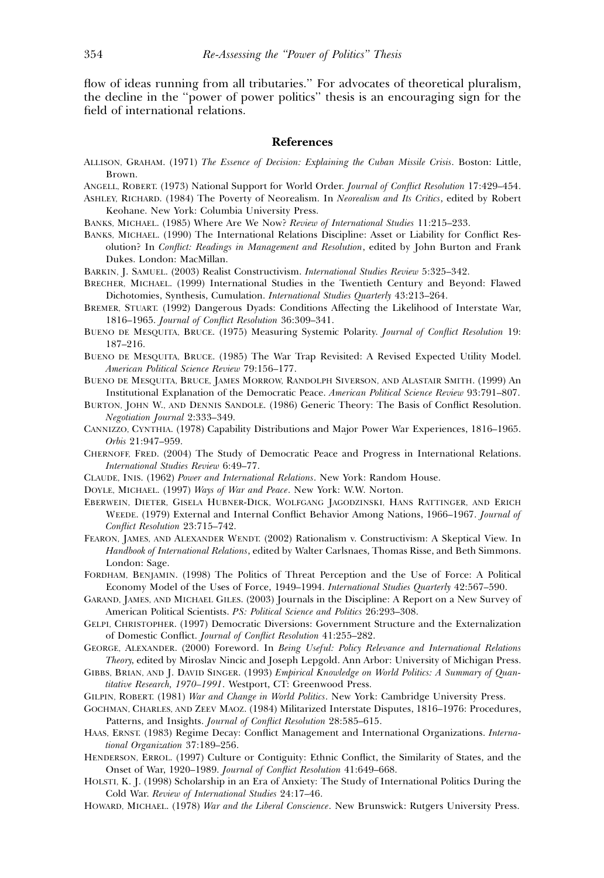flow of ideas running from all tributaries.'' For advocates of theoretical pluralism, the decline in the ''power of power politics'' thesis is an encouraging sign for the field of international relations.

## References

ALLISON, GRAHAM. (1971) *The Essence of Decision: Explaining the Cuban Missile Crisis*. Boston: Little, Brown.

ANGELL, ROBERT. (1973) National Support for World Order. *Journal of Conflict Resolution* 17:429–454.

ASHLEY, RICHARD. (1984) The Poverty of Neorealism. In *Neorealism and Its Critics*, edited by Robert Keohane. New York: Columbia University Press.

BANKS, MICHAEL. (1985) Where Are We Now? *Review of International Studies* 11:215–233.

BANKS, MICHAEL. (1990) The International Relations Discipline: Asset or Liability for Conflict Resolution? In *Conflict: Readings in Management and Resolution*, edited by John Burton and Frank Dukes. London: MacMillan.

BARKIN, J. SAMUEL. (2003) Realist Constructivism. *International Studies Review* 5:325–342.

BRECHER, MICHAEL. (1999) International Studies in the Twentieth Century and Beyond: Flawed Dichotomies, Synthesis, Cumulation. *International Studies Quarterly* 43:213–264.

BREMER, STUART. (1992) Dangerous Dyads: Conditions Affecting the Likelihood of Interstate War, 1816–1965. *Journal of Conflict Resolution* 36:309–341.

BUENO DE MESQUITA, BRUCE. (1975) Measuring Systemic Polarity. *Journal of Conflict Resolution* 19: 187–216.

BUENO DE MESQUITA, BRUCE. (1985) The War Trap Revisited: A Revised Expected Utility Model. *American Political Science Review* 79:156–177.

BUENO DE MESQUITA, BRUCE, JAMES MORROW, RANDOLPH SIVERSON, AND ALASTAIR SMITH. (1999) An Institutional Explanation of the Democratic Peace. *American Political Science Review* 93:791–807.

BURTON, JOHN W., AND DENNIS SANDOLE. (1986) Generic Theory: The Basis of Conflict Resolution. *Negotiation Journal* 2:333–349.

CANNIZZO, CYNTHIA. (1978) Capability Distributions and Major Power War Experiences, 1816–1965. *Orbis* 21:947–959.

CHERNOFF, FRED. (2004) The Study of Democratic Peace and Progress in International Relations. *International Studies Review* 6:49–77.

CLAUDE, INIS. (1962) *Power and International Relations*. New York: Random House.

DOYLE, MICHAEL. (1997) *Ways of War and Peace*. New York: W.W. Norton.

EBERWEIN, DIETER, GISELA HUBNER-DICK, WOLFGANG JAGODZINSKI, HANS RATTINGER, AND ERICH WEEDE. (1979) External and Internal Conflict Behavior Among Nations, 1966–1967. *Journal of Conflict Resolution* 23:715–742.

FEARON, JAMES, AND ALEXANDER WENDT. (2002) Rationalism v. Constructivism: A Skeptical View. In *Handbook of International Relations*, edited by Walter Carlsnaes, Thomas Risse, and Beth Simmons. London: Sage.

FORDHAM, BENJAMIN. (1998) The Politics of Threat Perception and the Use of Force: A Political Economy Model of the Uses of Force, 1949–1994. *International Studies Quarterly* 42:567–590.

GARAND, JAMES, AND MICHAEL GILES. (2003) Journals in the Discipline: A Report on a New Survey of American Political Scientists. *PS: Political Science and Politics* 26:293–308.

GELPI, CHRISTOPHER. (1997) Democratic Diversions: Government Structure and the Externalization of Domestic Conflict. *Journal of Conflict Resolution* 41:255–282.

GEORGE, ALEXANDER. (2000) Foreword. In *Being Useful: Policy Relevance and International Relations Theory*, edited by Miroslav Nincic and Joseph Lepgold. Ann Arbor: University of Michigan Press.

GIBBS, BRIAN, AND J. DAVID SINGER. (1993) *Empirical Knowledge on World Politics: A Summary of Quantitative Research, 1970–1991*. Westport, CT: Greenwood Press.

GILPIN, ROBERT. (1981) *War and Change in World Politics*. New York: Cambridge University Press.

GOCHMAN, CHARLES, AND ZEEV MAOZ. (1984) Militarized Interstate Disputes, 1816–1976: Procedures, Patterns, and Insights. *Journal of Conflict Resolution* 28:585–615.

HAAS, ERNST. (1983) Regime Decay: Conflict Management and International Organizations. *International Organization* 37:189–256.

HENDERSON, ERROL. (1997) Culture or Contiguity: Ethnic Conflict, the Similarity of States, and the Onset of War, 1920–1989. *Journal of Conflict Resolution* 41:649–668.

HOLSTI, K. J. (1998) Scholarship in an Era of Anxiety: The Study of International Politics During the Cold War. *Review of International Studies* 24:17–46.

HOWARD, MICHAEL. (1978) *War and the Liberal Conscience*. New Brunswick: Rutgers University Press.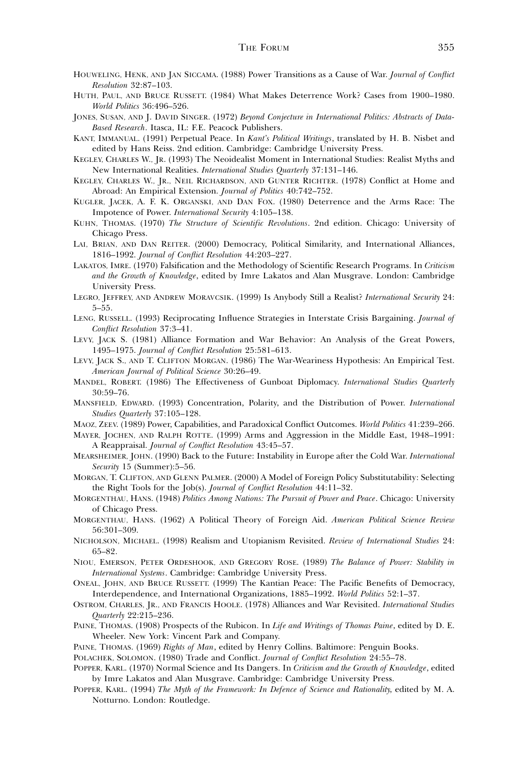Houweling, Henk, and Jan Siccama. (1988) Power Transitions as a Cause of War. *Journal of Conflict Resolution* 32:87–103.

Huth, Paul, and Bruce Russett. (1984) What Makes Deterrence Work? Cases from 1900–1980. *World Politics* 36:496–526.

Jones, Susan, and J. David Singer. (1972) *Beyond Conjecture in International Politics: Abstracts of Data-Based Research*. Itasca, IL: F.E. Peacock Publishers.

Kant, Immanual. (1991) Perpetual Peace. In *Kant's Political Writings*, translated by H. B. Nisbet and edited by Hans Reiss. 2nd edition. Cambridge: Cambridge University Press.

Kegley, Charles W., Jr. (1993) The Neoidealist Moment in International Studies: Realist Myths and New International Realities. *International Studies Quarterly* 37:131–146.

Kegley, Charles W., Jr., Neil Richardson, and Gunter Richter. (1978) Conflict at Home and Abroad: An Empirical Extension. *Journal of Politics* 40:742–752.

Kugler, Jacek, A. F. K. Organski, and Dan Fox. (1980) Deterrence and the Arms Race: The Impotence of Power. *International Security* 4:105–138.

Kuhn, Thomas. (1970) *The Structure of Scientific Revolutions*. 2nd edition. Chicago: University of Chicago Press.

Lai, Brian, and Dan Reiter. (2000) Democracy, Political Similarity, and International Alliances, 1816–1992. *Journal of Conflict Resolution* 44:203–227.

Lakatos, Imre. (1970) Falsification and the Methodology of Scientific Research Programs. In *Criticism and the Growth of Knowledge*, edited by Imre Lakatos and Alan Musgrave. London: Cambridge University Press.

Legro, Jeffrey, and Andrew Moravcsik. (1999) Is Anybody Still a Realist? *International Security* 24: 5–55.

Leng, Russell. (1993) Reciprocating Influence Strategies in Interstate Crisis Bargaining. *Journal of Conflict Resolution* 37:3–41.

Levy, Jack S. (1981) Alliance Formation and War Behavior: An Analysis of the Great Powers, 1495–1975. *Journal of Conflict Resolution* 25:581–613.

Levy, Jack S., and T. Clifton Morgan. (1986) The War-Weariness Hypothesis: An Empirical Test. *American Journal of Political Science* 30:26–49.

Mandel, Robert. (1986) The Effectiveness of Gunboat Diplomacy. *International Studies Quarterly* 30:59–76.

Mansfield, Edward. (1993) Concentration, Polarity, and the Distribution of Power. *International Studies Quarterly* 37:105–128.

Maoz, Zeev. (1989) Power, Capabilities, and Paradoxical Conflict Outcomes. *World Politics* 41:239–266.

Mayer, Jochen, and Ralph Rotte. (1999) Arms and Aggression in the Middle East, 1948–1991: A Reappraisal. *Journal of Conflict Resolution* 43:45–57.

Mearsheimer, John. (1990) Back to the Future: Instability in Europe after the Cold War. *International Security* 15 (Summer):5–56.

Morgan, T. Clifton, and Glenn Palmer. (2000) A Model of Foreign Policy Substitutability: Selecting the Right Tools for the Job(s). *Journal of Conflict Resolution* 44:11–32.

Morgenthau, Hans. (1948) *Politics Among Nations: The Pursuit of Power and Peace*. Chicago: University of Chicago Press.

Morgenthau, Hans. (1962) A Political Theory of Foreign Aid. *American Political Science Review* 56:301–309.

Nicholson, Michael. (1998) Realism and Utopianism Revisited. *Review of International Studies* 24: 65–82.

Niou, Emerson, Peter Ordeshook, and Gregory Rose. (1989) *The Balance of Power: Stability in International Systems*. Cambridge: Cambridge University Press.

Oneal, John, and Bruce Russett. (1999) The Kantian Peace: The Pacific Benefits of Democracy, Interdependence, and International Organizations, 1885–1992. *World Politics* 52:1–37.

Ostrom, Charles, Jr., and Francis Hoole. (1978) Alliances and War Revisited. *International Studies Quarterly* 22:215–236.

Paine, Thomas. (1908) Prospects of the Rubicon. In *Life and Writings of Thomas Paine*, edited by D. E. Wheeler. New York: Vincent Park and Company.

Paine, Thomas. (1969) *Rights of Man*, edited by Henry Collins. Baltimore: Penguin Books.

Polachek, Solomon. (1980) Trade and Conflict. *Journal of Conflict Resolution* 24:55–78.

Popper, Karl. (1970) Normal Science and Its Dangers. In *Criticism and the Growth of Knowledge*, edited by Imre Lakatos and Alan Musgrave. Cambridge: Cambridge University Press.

Popper, Karl. (1994) *The Myth of the Framework: In Defence of Science and Rationality*, edited by M. A. Notturno. London: Routledge.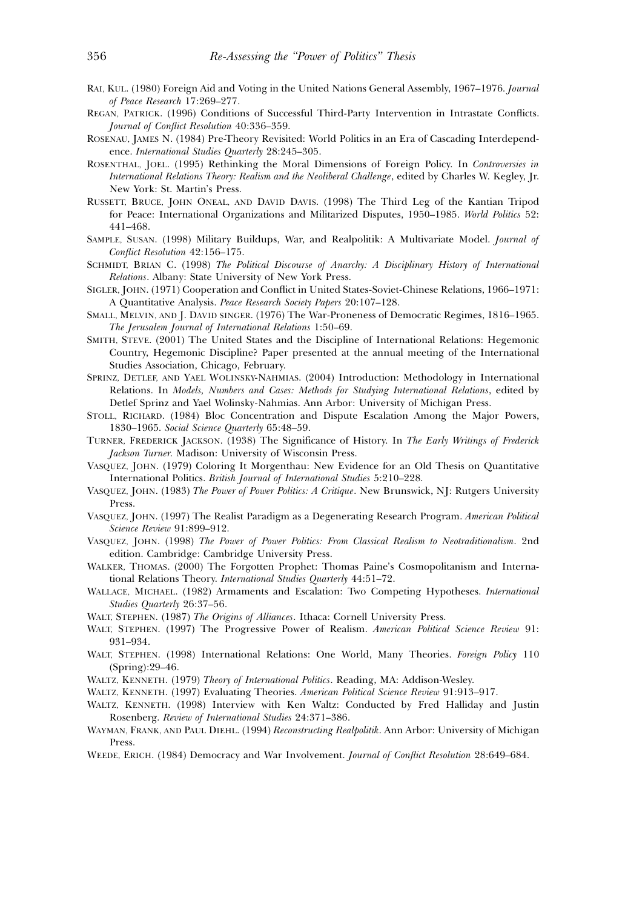RAI, KUL. (1980) Foreign Aid and Voting in the United Nations General Assembly, 1967–1976. *Journal of Peace Research* 17:269–277.

REGAN, PATRICK. (1996) Conditions of Successful Third-Party Intervention in Intrastate Conflicts. *Journal of Conflict Resolution* 40:336–359.

ROSENAU, JAMES N. (1984) Pre-Theory Revisited: World Politics in an Era of Cascading Interdependence. *International Studies Quarterly* 28:245–305.

ROSENTHAL, JOEL. (1995) Rethinking the Moral Dimensions of Foreign Policy. In *Controversies in International Relations Theory: Realism and the Neoliberal Challenge*, edited by Charles W. Kegley, Jr. New York: St. Martin's Press.

RUSSETT, BRUCE, JOHN ONEAL, AND DAVID DAVIS. (1998) The Third Leg of the Kantian Tripod for Peace: International Organizations and Militarized Disputes, 1950–1985. *World Politics* 52: 441–468.

SAMPLE, SUSAN. (1998) Military Buildups, War, and Realpolitik: A Multivariate Model. *Journal of Conflict Resolution* 42:156–175.

SCHMIDT, BRIAN C. (1998) *The Political Discourse of Anarchy: A Disciplinary History of International Relations*. Albany: State University of New York Press.

SIGLER, JOHN. (1971) Cooperation and Conflict in United States-Soviet-Chinese Relations, 1966–1971: A Quantitative Analysis. *Peace Research Society Papers* 20:107–128.

SMALL, MELVIN, AND J. DAVID SINGER. (1976) The War-Proneness of Democratic Regimes, 1816–1965. *The Jerusalem Journal of International Relations* 1:50–69.

SMITH, STEVE. (2001) The United States and the Discipline of International Relations: Hegemonic Country, Hegemonic Discipline? Paper presented at the annual meeting of the International Studies Association, Chicago, February.

SPRINZ, DETLEF, AND YAEL WOLINSKY-NAHMIAS. (2004) Introduction: Methodology in International Relations. In *Models, Numbers and Cases: Methods for Studying International Relations*, edited by Detlef Sprinz and Yael Wolinsky-Nahmias. Ann Arbor: University of Michigan Press.

STOLL, RICHARD. (1984) Bloc Concentration and Dispute Escalation Among the Major Powers, 1830–1965. *Social Science Quarterly* 65:48–59.

TURNER, FREDERICK JACKSON. (1938) The Significance of History. In *The Early Writings of Frederick Jackson Turner*. Madison: University of Wisconsin Press.

VASQUEZ, JOHN. (1979) Coloring It Morgenthau: New Evidence for an Old Thesis on Quantitative International Politics. *British Journal of International Studies* 5:210–228.

VASQUEZ, JOHN. (1983) *The Power of Power Politics: A Critique*. New Brunswick, NJ: Rutgers University Press.

VASQUEZ, JOHN. (1997) The Realist Paradigm as a Degenerating Research Program. *American Political Science Review* 91:899–912.

VASQUEZ, JOHN. (1998) *The Power of Power Politics: From Classical Realism to Neotraditionalism*. 2nd edition. Cambridge: Cambridge University Press.

WALKER, THOMAS. (2000) The Forgotten Prophet: Thomas Paine's Cosmopolitanism and International Relations Theory. *International Studies Quarterly* 44:51–72.

WALLACE, MICHAEL. (1982) Armaments and Escalation: Two Competing Hypotheses. *International Studies Quarterly* 26:37–56.

WALT, STEPHEN. (1987) *The Origins of Alliances*. Ithaca: Cornell University Press.

WALT, STEPHEN. (1997) The Progressive Power of Realism. *American Political Science Review* 91: 931–934.

WALT, STEPHEN. (1998) International Relations: One World, Many Theories. *Foreign Policy* 110 (Spring):29–46.

WALTZ, KENNETH. (1979) *Theory of International Politics*. Reading, MA: Addison-Wesley.

WALTZ, KENNETH. (1997) Evaluating Theories. *American Political Science Review* 91:913–917.

WALTZ, KENNETH. (1998) Interview with Ken Waltz: Conducted by Fred Halliday and Justin Rosenberg. *Review of International Studies* 24:371–386.

WAYMAN, FRANK, AND PAUL DIEHL. (1994) *Reconstructing Realpolitik*. Ann Arbor: University of Michigan Press.

WEEDE, ERICH. (1984) Democracy and War Involvement. *Journal of Conflict Resolution* 28:649–684.